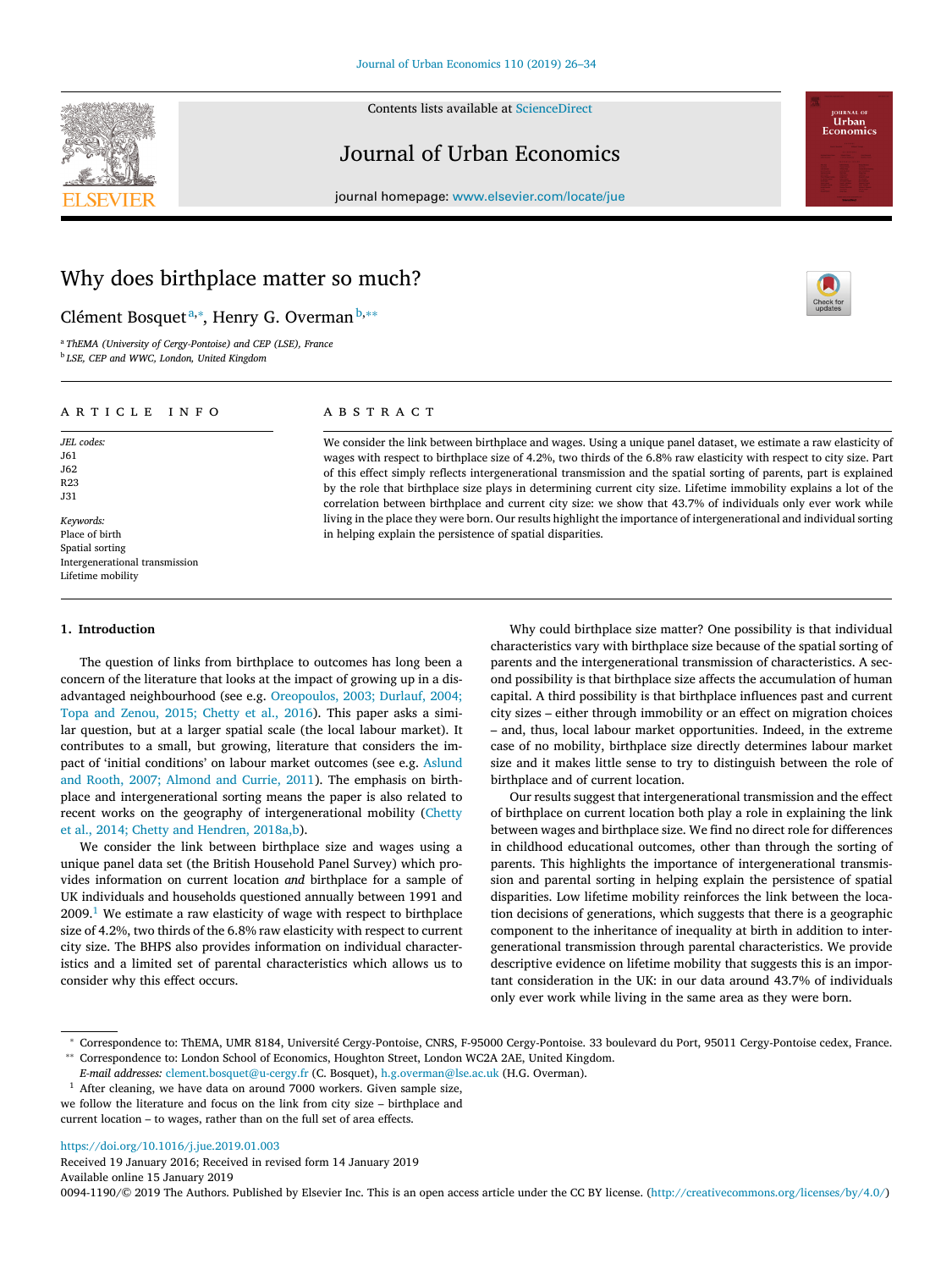# Why does birthplace matter so much?

Clément Bosquet[a,*], Henry G. Overman[b,**]

[a] ThEMA (University of Cergy-Pontoise) and CEP (LSE), France
[b] LSE, CEP and WWC, London, United Kingdom

## ARTICLE INFO

*JEL codes:*
J61
J62
R23
J31

*Keywords:*
Place of birth
Spatial sorting
Intergenerational transmission
Lifetime mobility

## ABSTRACT

We consider the link between birthplace and wages. Using a unique panel dataset, we estimate a raw elasticity of wages with respect to birthplace size of 4.2%, two thirds of the 6.8% raw elasticity with respect to city size. Part of this effect simply reflects intergenerational transmission and the spatial sorting of parents, part is explained by the role that birthplace size plays in determining current city size. Lifetime immobility explains a lot of the correlation between birthplace and current city size: we show that 43.7% of individuals only ever work while living in the place they were born. Our results highlight the importance of intergenerational and individual sorting in helping explain the persistence of spatial disparities.

## 1. Introduction

The question of links from birthplace to outcomes has long been a concern of the literature that looks at the impact of growing up in a disadvantaged neighbourhood (see e.g. Oreopoulos, 2003; Durlauf, 2004; Topa and Zenou, 2015; Chetty et al., 2016). This paper asks a similar question, but at a larger spatial scale (the local labour market). It contributes to a small, but growing, literature that considers the impact of 'initial conditions' on labour market outcomes (see e.g. Aslund and Rooth, 2007; Almond and Currie, 2011). The emphasis on birthplace and intergenerational sorting means the paper is also related to recent works on the geography of intergenerational mobility (Chetty et al., 2014; Chetty and Hendren, 2018a,b).

We consider the link between birthplace size and wages using a unique panel data set (the British Household Panel Survey) which provides information on current location *and* birthplace for a sample of UK individuals and households questioned annually between 1991 and 2009.[1] We estimate a raw elasticity of wage with respect to birthplace size of 4.2%, two thirds of the 6.8% raw elasticity with respect to current city size. The BHPS also provides information on individual characteristics and a limited set of parental characteristics which allows us to consider why this effect occurs.

Why could birthplace size matter? One possibility is that individual characteristics vary with birthplace size because of the spatial sorting of parents and the intergenerational transmission of characteristics. A second possibility is that birthplace size affects the accumulation of human capital. A third possibility is that birthplace influences past and current city sizes – either through immobility or an effect on migration choices – and, thus, local labour market opportunities. Indeed, in the extreme case of no mobility, birthplace size directly determines labour market size and it makes little sense to try to distinguish between the role of birthplace and of current location.

Our results suggest that intergenerational transmission and the effect of birthplace on current location both play a role in explaining the link between wages and birthplace size. We find no direct role for differences in childhood educational outcomes, other than through the sorting of parents. This highlights the importance of intergenerational transmission and parental sorting in helping explain the persistence of spatial disparities. Low lifetime mobility reinforces the link between the location decisions of generations, which suggests that there is a geographic component to the inheritance of inequality at birth in addition to intergenerational transmission through parental characteristics. We provide descriptive evidence on lifetime mobility that suggests this is an important consideration in the UK: in our data around 43.7% of individuals only ever work while living in the same area as they were born.

\* Correspondence to: ThEMA, UMR 8184, Université Cergy-Pontoise, CNRS, F-95000 Cergy-Pontoise. 33 boulevard du Port, 95011 Cergy-Pontoise cedex, France.
\*\* Correspondence to: London School of Economics, Houghton Street, London WC2A 2AE, United Kingdom.
*E-mail addresses:* clement.bosquet@u-cergy.fr (C. Bosquet), h.g.overman@lse.ac.uk (H.G. Overman).

[1] After cleaning, we have data on around 7000 workers. Given sample size, we follow the literature and focus on the link from city size – birthplace and current location – to wages, rather than on the full set of area effects.

https://doi.org/10.1016/j.jue.2019.01.003
Received 19 January 2016; Received in revised form 14 January 2019
Available online 15 January 2019
0094-1190/© 2019 The Authors. Published by Elsevier Inc. This is an open access article under the CC BY license. (http://creativecommons.org/licenses/by/4.0/)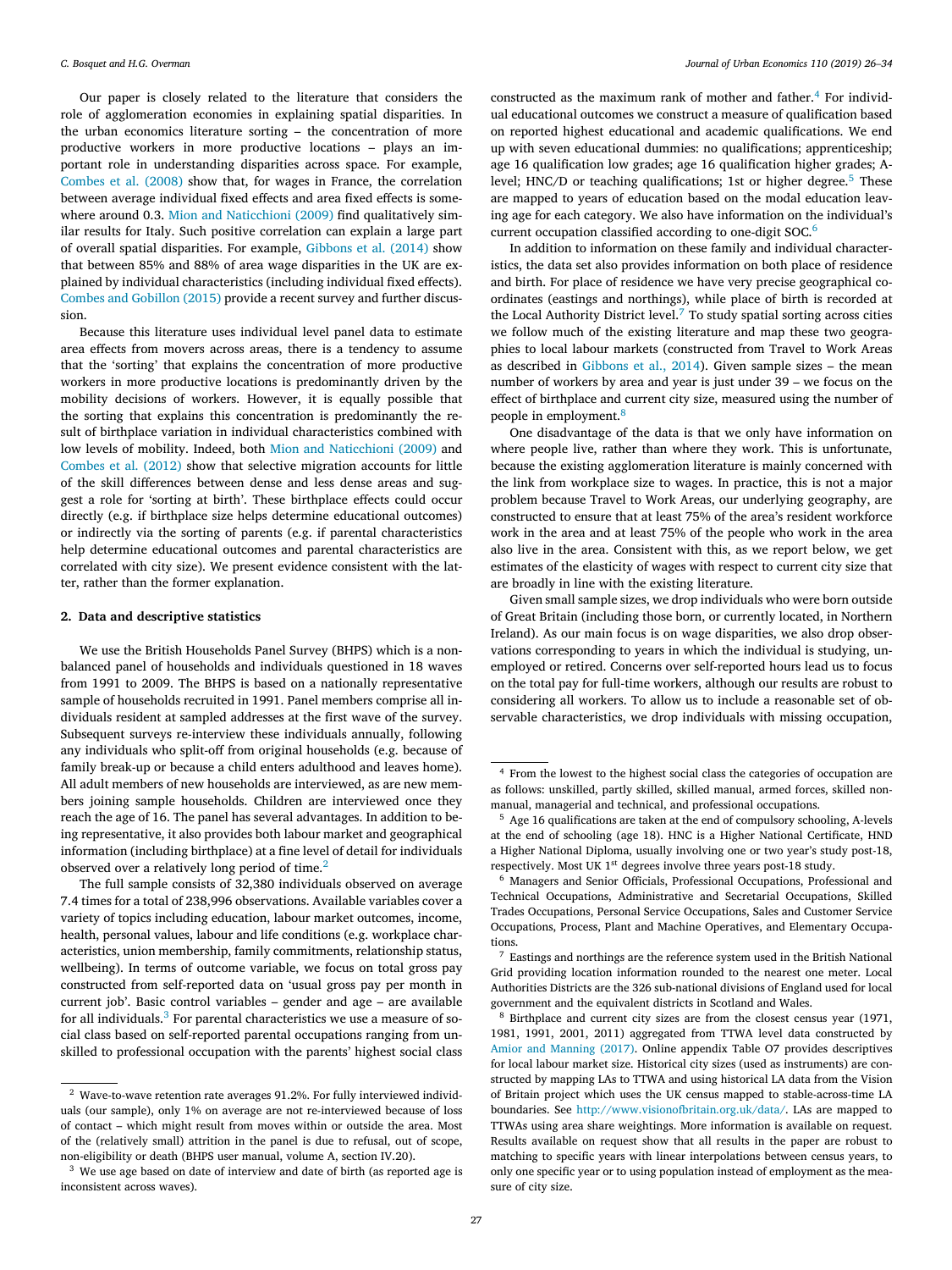Our paper is closely related to the literature that considers the role of agglomeration economies in explaining spatial disparities. In the urban economics literature sorting – the concentration of more productive workers in more productive locations – plays an important role in understanding disparities across space. For example, Combes et al. (2008) show that, for wages in France, the correlation between average individual fixed effects and area fixed effects is somewhere around 0.3. Mion and Naticchioni (2009) find qualitatively similar results for Italy. Such positive correlation can explain a large part of overall spatial disparities. For example, Gibbons et al. (2014) show that between 85% and 88% of area wage disparities in the UK are explained by individual characteristics (including individual fixed effects). Combes and Gobillon (2015) provide a recent survey and further discussion.

Because this literature uses individual level panel data to estimate area effects from movers across areas, there is a tendency to assume that the 'sorting' that explains the concentration of more productive workers in more productive locations is predominantly driven by the mobility decisions of workers. However, it is equally possible that the sorting that explains this concentration is predominantly the result of birthplace variation in individual characteristics combined with low levels of mobility. Indeed, both Mion and Naticchioni (2009) and Combes et al. (2012) show that selective migration accounts for little of the skill differences between dense and less dense areas and suggest a role for 'sorting at birth'. These birthplace effects could occur directly (e.g. if birthplace size helps determine educational outcomes) or indirectly via the sorting of parents (e.g. if parental characteristics help determine educational outcomes and parental characteristics are correlated with city size). We present evidence consistent with the latter, rather than the former explanation.

## 2. Data and descriptive statistics

We use the British Households Panel Survey (BHPS) which is a non-balanced panel of households and individuals questioned in 18 waves from 1991 to 2009. The BHPS is based on a nationally representative sample of households recruited in 1991. Panel members comprise all individuals resident at sampled addresses at the first wave of the survey. Subsequent surveys re-interview these individuals annually, following any individuals who split-off from original households (e.g. because of family break-up or because a child enters adulthood and leaves home). All adult members of households are interviewed, as are new members joining sample households. Children are interviewed once they reach the age of 16. The panel has several advantages. In addition to being representative, it also provides both labour market and geographical information (including birthplace) at a fine level of detail for individuals observed over a relatively long period of time.[2]

The full sample consists of 32,380 individuals observed on average 7.4 times for a total of 238,996 observations. Available variables cover a variety of topics including education, labour market outcomes, income, health, personal values, labour and life conditions (e.g. workplace characteristics, union membership, family commitments, relationship status, wellbeing). In terms of outcome variable, we focus on total gross pay constructed from self-reported data on 'usual gross pay per month in current job'. Basic control variables – gender and age – are available for all individuals.[3] For parental characteristics we use a measure of social class based on self-reported parental occupations ranging from unskilled to professional occupation with the parents' highest social class constructed as the maximum rank of mother and father.[4] For individual educational outcomes we construct a measure of qualification based on reported highest educational and academic qualifications. We end up with seven educational dummies: no qualifications; apprenticeship; age 16 qualification low grades; age 16 qualification higher grades; A-level; HNC/D or teaching qualifications; 1st or higher degree.[5] These are mapped to years of education based on the modal education leaving age for each category. We also have information on the individual's current occupation classified according to one-digit SOC.[6]

In addition to information on these family and individual characteristics, the data set also provides information on both place of residence and birth. For place of residence we have very precise geographical coordinates (eastings and northings), while place of birth is recorded at the Local Authority District level.[7] To study spatial sorting across cities we follow much of the existing literature and map these two geographies to local labour markets (constructed from Travel to Work Areas as described in Gibbons et al., 2014). Given sample sizes – the mean number of workers by area and year is just under 39 – we focus on the effect of birthplace and current city size, measured using the number of people in employment.[8]

One disadvantage of the data is that we only have information on where people live, rather than where they work. This is unfortunate, because the existing agglomeration literature is mainly concerned with the link from workplace size to wages. In practice, this is not a major problem because Travel to Work Areas, our underlying geography, are constructed to ensure that at least 75% of the area's resident workforce work in the area and at least 75% of the people who work in the area also live in the area. Consistent with this, as we report below, we get estimates of the elasticity of wages with respect to current city size that are broadly in line with the existing literature.

Given small sample sizes, we drop individuals who were born outside of Great Britain (including those born, or currently located, in Northern Ireland). As our main focus is on wage disparities, we also drop observations corresponding to years in which the individual is studying, unemployed or retired. Concerns over self-reported hours lead us to focus on the total pay for full-time workers, although our results are robust to considering all workers. To allow us to include a reasonable set of observable characteristics, we drop individuals with missing occupation,

---

[2] Wave-to-wave retention rate averages 91.2%. For fully interviewed individuals (our sample), only 1% on average are not re-interviewed because of loss of contact – which might result from moves within or outside the area. Most of the (relatively small) attrition in the panel is due to refusal, out of scope, non-eligibility or death (BHPS user manual, volume A, section IV.20).

[3] We use age based on date of interview and date of birth (as reported age is inconsistent across waves).

[4] From the lowest to the highest social class the categories of occupation are as follows: unskilled, partly skilled, skilled manual, armed forces, skilled non-manual, managerial and technical, and professional occupations.

[5] Age 16 qualifications are taken at the end of compulsory schooling, A-levels at the end of schooling (age 18). HNC is a Higher National Certificate, HND a Higher National Diploma, usually involving one or two year's study post-18, respectively. Most UK 1st degrees involve three years post-18 study.

[6] Managers and Senior Officials, Professional Occupations, Professional and Technical Occupations, Administrative and Secretarial Occupations, Skilled Trades Occupations, Personal Service Occupations, Sales and Customer Service Occupations, Process, Plant and Machine Operatives, and Elementary Occupations.

[7] Eastings and northings are the reference system used in the British National Grid providing location information rounded to the nearest one meter. Local Authorities Districts are the 326 sub-national divisions of England used for local government and the equivalent districts in Scotland and Wales.

[8] Birthplace and current city sizes are from the closest census year (1971, 1981, 1991, 2001, 2011) aggregated from TTWA level data constructed by Amior and Manning (2017). Online appendix Table O7 provides descriptives for local labour market size. Historical city sizes (used as instruments) are constructed by mapping LAs to TTWA and using historical LA data from the Vision of Britain project which uses the UK census mapped to stable-across-time LA boundaries. See http://www.visionofbritain.org.uk/data/. LAs are mapped to TTWAs using area share weightings. More information is available on request. Results available on request show that all results in the paper are robust to matching to specific years with linear interpolations between census years, to only one specific year or to using population instead of employment as the measure of city size.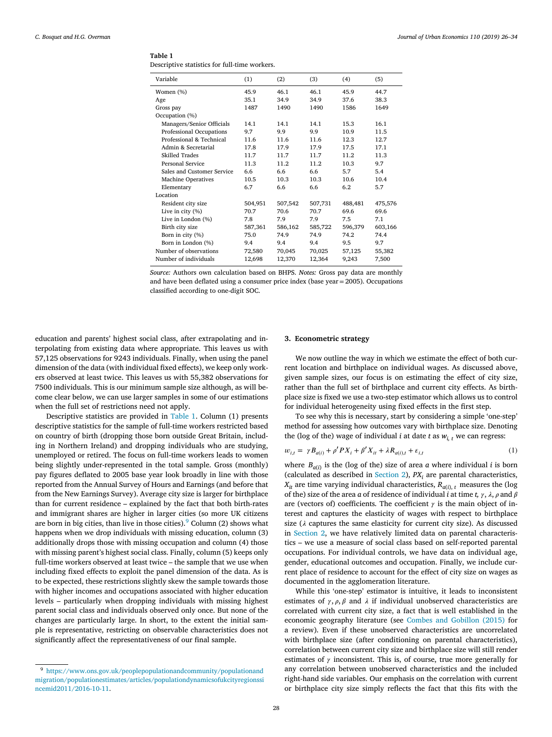**Table 1**
Descriptive statistics for full-time workers.

| Variable | (1) | (2) | (3) | (4) | (5) |
|---|---|---|---|---|---|
| Women (%) | 45.9 | 46.1 | 46.1 | 45.9 | 44.7 |
| Age | 35.1 | 34.9 | 34.9 | 37.6 | 38.3 |
| Gross pay | 1487 | 1490 | 1490 | 1586 | 1649 |
| Occupation (%) | | | | | |
| Managers/Senior Officials | 14.1 | 14.1 | 14.1 | 15.3 | 16.1 |
| Professional Occupations | 9.7 | 9.9 | 9.9 | 10.9 | 11.5 |
| Professional & Technical | 11.6 | 11.6 | 11.6 | 12.3 | 12.7 |
| Admin & Secretarial | 17.8 | 17.9 | 17.9 | 17.5 | 17.1 |
| Skilled Trades | 11.7 | 11.7 | 11.7 | 11.2 | 11.3 |
| Personal Service | 11.3 | 11.2 | 11.2 | 10.3 | 9.7 |
| Sales and Customer Service | 6.6 | 6.6 | 6.6 | 5.7 | 5.4 |
| Machine Operatives | 10.5 | 10.3 | 10.3 | 10.6 | 10.4 |
| Elementary | 6.7 | 6.6 | 6.6 | 6.2 | 5.7 |
| Location | | | | | |
| Resident city size | 504,951 | 507,542 | 507,731 | 488,481 | 475,576 |
| Live in city (%) | 70.7 | 70.6 | 70.7 | 69.6 | 69.6 |
| Live in London (%) | 7.8 | 7.9 | 7.9 | 7.5 | 7.1 |
| Birth city size | 587,361 | 586,162 | 585,722 | 596,379 | 603,166 |
| Born in city (%) | 75.0 | 74.9 | 74.9 | 74.2 | 74.4 |
| Born in London (%) | 9.4 | 9.4 | 9.4 | 9.5 | 9.7 |
| Number of observations | 72,580 | 70,045 | 70,025 | 57,125 | 55,382 |
| Number of individuals | 12,698 | 12,370 | 12,364 | 9,243 | 7,500 |

*Source:* Authors own calculation based on BHPS. *Notes:* Gross pay data are monthly and have been deflated using a consumer price index (base year = 2005). Occupations classified according to one-digit SOC.

education and parents' highest social class, after extrapolating and interpolating from existing data where appropriate. This leaves us with 57,125 observations for 9243 individuals. Finally, when using the panel dimension of the data (with individual fixed effects), we keep only workers observed at least twice. This leaves us with 55,382 observations for 7500 individuals. This is our minimum sample size although, as will become clear below, we can use larger samples in some of our estimations when the full set of restrictions need not apply.

Descriptive statistics are provided in Table 1. Column (1) presents descriptive statistics for the sample of full-time workers restricted based on country of birth (dropping those born outside Great Britain, including in Northern Ireland) and dropping individuals who are studying, unemployed or retired. The focus on full-time workers leads to women being slightly under-represented in the total sample. Gross (monthly) pay figures deflated to 2005 base year look broadly in line with those reported from the Annual Survey of Hours and Earnings (and before that from the New Earnings Survey). Average city size is larger for birthplace than for current residence – explained by the fact that both birth-rates and immigrant shares are higher in larger cities (so more UK citizens are born in big cities, than live in those cities).[9] Column (2) shows what happens when we drop individuals with missing education, column (3) additionally drops those with missing occupation and column (4) those with missing parent's highest social class. Finally, column (5) keeps only full-time workers observed at least twice – the sample that we use when including fixed effects to exploit the panel dimension of the data. As is to be expected, these restrictions slightly skew the sample towards those with higher incomes and occupations associated with higher education levels – particularly when dropping individuals with missing highest parent social class and individuals observed only once. But none of the changes are particularly large. In short, to the extent the initial sample is representative, restricting on observable characteristics does not significantly affect the representativeness of our final sample.

[9] https://www.ons.gov.uk/peoplepopulationandcommunity/populationandmigration/populationestimates/articles/populationdynamicsofukcityregionssincemid2011/2016-10-11.

## 3. Econometric strategy

We now outline the way in which we estimate the effect of both current location and birthplace on individual wages. As discussed above, given sample sizes, our focus is on estimating the effect of city size, rather than the full set of birthplace and current city effects. As birthplace size is fixed we use a two-step estimator which allows us to control for individual heterogeneity using fixed effects in the first step.

To see why this is necessary, start by considering a simple 'one-step' method for assessing how outcomes vary with birthplace size. Denoting the (log of the) wage of individual $i$ at date $t$ as $w_{i,t}$ we can regress:

$$w_{i,t} = \gamma B_{a(i)} + \rho' PX_i + \beta' X_{it} + \lambda R_{a(i),t} + \varepsilon_{i,t} \tag{1}$$

where $B_{a(i)}$ is the (log of the) size of area $a$ where individual $i$ is born (calculated as described in Section 2), $PX_i$ are parental characteristics, $X_{it}$ are time varying individual characteristics, $R_{a(i),t}$ measures the (log of the) size of the area $a$ of residence of individual $i$ at time $t$, $\gamma$, $\lambda$, $\rho$ and $\beta$ are (vectors of) coefficients. The coefficient $\gamma$ is the main object of interest and captures the elasticity of wages with respect to birthplace size ($\lambda$ captures the same elasticity for current city size). As discussed in Section 2, we have relatively limited data on parental characteristics – we use a measure of social class based on self-reported parental occupations. For individual controls, we have data on individual age, gender, educational outcomes and occupation. Finally, we include current place of residence to account for the effect of city size on wages as documented in the agglomeration literature.

While this 'one-step' estimator is intuitive, it leads to inconsistent estimates of $\gamma, \rho, \beta$ and $\lambda$ if individual unobserved characteristics are correlated with current city size, a fact that is well established in the economic geography literature (see Combes and Gobillon (2015) for a review). Even if these unobserved characteristics are uncorrelated with birthplace size (after conditioning on parental characteristics), correlation between current city size and birthplace size will still render estimates of $\gamma$ inconsistent. This is, of course, true more generally for any correlation between unobserved characteristics and the included right-hand side variables. Our emphasis on the correlation with current or birthplace city size simply reflects the fact that this fits with the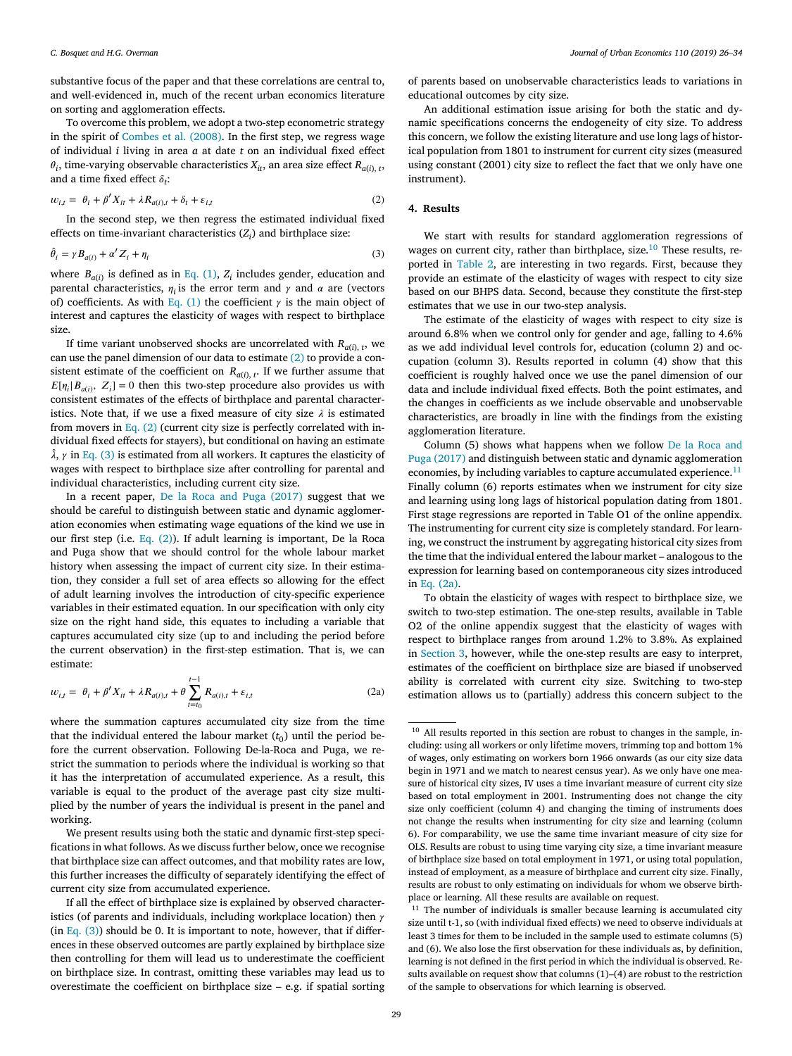substantive focus of the paper and that these correlations are central to, and well-evidenced in, much of the recent urban economics literature on sorting and agglomeration effects.

To overcome this problem, we adopt a two-step econometric strategy in the spirit of Combes et al. (2008). In the first step, we regress wage of individual $i$ living in area $a$ at date $t$ on an individual fixed effect $\theta_i$, time-varying observable characteristics $X_{it}$, an area size effect $R_{a(i),t}$, and a time fixed effect $\delta_t$:

$$w_{i,t} = \theta_i + \beta' X_{it} + \lambda R_{a(i),t} + \delta_t + \varepsilon_{i,t} \tag{2}$$

In the second step, we then regress the estimated individual fixed effects on time-invariant characteristics ($Z_i$) and birthplace size:

$$\hat{\theta}_i = \gamma B_{a(i)} + \alpha' Z_i + \eta_i \tag{3}$$

where $B_{a(i)}$ is defined as in Eq. (1), $Z_i$ includes gender, education and parental characteristics, $\eta_i$ is the error term and $\gamma$ and $\alpha$ are (vectors of) coefficients. As with Eq. (1) the coefficient $\gamma$ is the main object of interest and captures the elasticity of wages with respect to birthplace size.

If time variant unobserved shocks are uncorrelated with $R_{a(i),t}$, we can use the panel dimension of our data to estimate (2) to provide a consistent estimate of the coefficient on $R_{a(i),t}$. If we further assume that $E[\eta_i | B_{a(i)}, Z_i] = 0$ then this two-step procedure also provides us with consistent estimates of the effects of birthplace and parental characteristics. Note that, if we use a fixed measure of city size $\lambda$ is estimated from movers in Eq. (2) (current city size is perfectly correlated with individual fixed effects for stayers), but conditional on having an estimate $\hat{\lambda}$, $\gamma$ in Eq. (3) is estimated from all workers. It captures the elasticity of wages with respect to birthplace size after controlling for parental and individual characteristics, including current city size.

In a recent paper, De la Roca and Puga (2017) suggest that we should be careful to distinguish between static and dynamic agglomeration economies when estimating wage equations of the kind we use in our first step (i.e. Eq. (2)). If adult learning is important, De la Roca and Puga show that we should control for the whole labour market history when assessing the impact of current city size. In their estimation, they consider a full set of area effects so allowing for the effect of adult learning involves the introduction of city-specific experience variables in their estimated equation. In our specification with only city size on the right hand side, this equates to including a variable that captures accumulated city size (up to and including the period before the current observation) in the first-step estimation. That is, we can estimate:

$$w_{i,t} = \theta_i + \beta' X_{it} + \lambda R_{a(i),t} + \theta \sum_{t=t_0}^{t-1} R_{a(i),t} + \varepsilon_{i,t} \tag{2a}$$

where the summation captures accumulated city size from the time that the individual entered the labour market ($t_0$) until the period before the current observation. Following De-la-Roca and Puga, we restrict the summation to periods where the individual is working so that it has the interpretation of accumulated experience. As a result, this variable is equal to the product of the average past city size multiplied by the number of years the individual is present in the panel and working.

We present results using both the static and dynamic first-step specifications in what follows. As we discuss further below, once we recognise that birthplace size can affect outcomes, and that mobility rates are low, this further increases the difficulty of separately identifying the effect of current city size from accumulated experience.

If all the effect of birthplace size is explained by observed characteristics (of parents and individuals, including workplace location) then $\gamma$ (in Eq. (3)) should be 0. It is important to note, however, that if differences in these observed outcomes are partly explained by birthplace size then controlling for them will lead us to underestimate the coefficient on birthplace size. In contrast, omitting these variables may lead us to overestimate the coefficient on birthplace size – e.g. if spatial sorting of parents based on unobservable characteristics leads to variations in educational outcomes by city size.

An additional estimation issue arising for both the static and dynamic specifications concerns the endogeneity of city size. To address this concern, we follow the existing literature and use long lags of historical population from 1801 to instrument for current city sizes (measured using constant (2001) city size to reflect the fact that we only have one instrument).

## 4. Results

We start with results for standard agglomeration regressions of wages on current city, rather than birthplace, size.[10] These results, reported in Table 2, are interesting in two regards. First, because they provide an estimate of the elasticity of wages with respect to city size based on our BHPS data. Second, because they constitute the first-step estimates that we use in our two-step analysis.

The estimate of the elasticity of wages with respect to city size is around 6.8% when we control only for gender and age, falling to 4.6% as we add individual level controls for, education (column 2) and occupation (column 3). Results reported in column (4) show that this coefficient is roughly halved once we use the panel dimension of our data and include individual fixed effects. Both the point estimates, and the changes in coefficients as we include observable and unobservable characteristics, are broadly in line with the findings from the existing agglomeration literature.

Column (5) shows what happens when we follow De la Roca and Puga (2017) and distinguish between static and dynamic agglomeration economies, by including variables to capture accumulated experience.[11] Finally column (6) reports estimates when we instrument for city size and learning using long lags of historical population dating from 1801. First stage regressions are reported in Table O1 of the online appendix. The instrumenting for current city size is completely standard. For learning, we construct the instrument by aggregating historical city sizes from the time that the individual entered the labour market – analogous to the expression for learning based on contemporaneous city sizes introduced in Eq. (2a).

To obtain the elasticity of wages with respect to birthplace size, we switch to two-step estimation. The one-step results, available in Table O2 of the online appendix suggest that the elasticity of wages with respect to birthplace ranges from around 1.2% to 3.8%. As explained in Section 3, however, while the one-step results are easy to interpret, estimates of the coefficient on birthplace size are biased if unobserved ability is correlated with current city size. Switching to two-step estimation allows us to (partially) address this concern subject to the

---

[10] All results reported in this section are robust to changes in the sample, including: using all workers or only lifetime movers, trimming top and bottom 1% of wages, only estimating on workers born 1966 onwards (as our city size data begin in 1971 and we match to nearest census year). As we only have one measure of historical city sizes, IV uses a time invariant measure of current city size based on total employment in 2001. Instrumenting does not change the city size only coefficient (column 4) and changing the timing of instruments does not change the results when instrumenting for city size and learning (column 6). For comparability, we use the same time invariant measure of city size for OLS. Results are robust to using time varying city size, a time invariant measure of birthplace size based on total employment in 1971, or using total population, instead of employment, as a measure of birthplace and current city size. Finally, results are robust to only estimating on individuals for whom we observe birthplace or learning. All these results are available on request.

[11] The number of individuals is smaller because learning is accumulated city size until t-1, so (with individual fixed effects) we need to observe individuals at least 3 times for them to be included in the sample used to estimate columns (5) and (6). We also lose the first observation for these individuals as, by definition, learning is not defined in the first period in which the individual is observed. Results available on request show that columns (1)–(4) are robust to the restriction of the sample to observations for which learning is observed.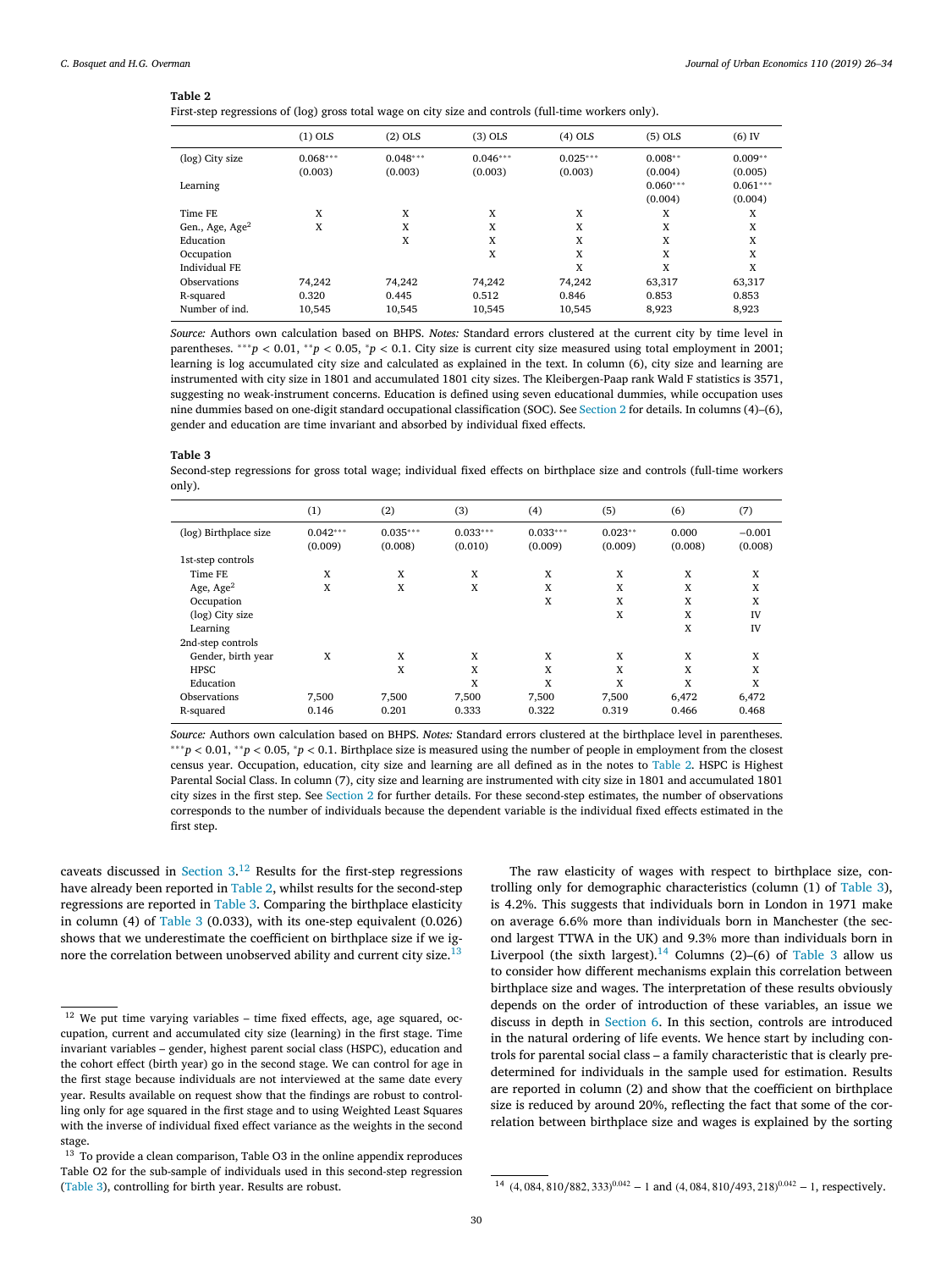**Table 2**
First-step regressions of (log) gross total wage on city size and controls (full-time workers only).

| | (1) OLS | (2) OLS | (3) OLS | (4) OLS | (5) OLS | (6) IV |
|---|---|---|---|---|---|---|
| (log) City size | 0.068*** | 0.048*** | 0.046*** | 0.025*** | 0.008** | 0.009** |
| | (0.003) | (0.003) | (0.003) | (0.003) | (0.004) | (0.005) |
| Learning | | | | | 0.060*** | 0.061*** |
| | | | | | (0.004) | (0.004) |
| Time FE | X | X | X | X | X | X |
| Gen., Age, Age$^2$ | X | X | X | X | X | X |
| Education | | X | X | X | X | X |
| Occupation | | | X | X | X | X |
| Individual FE | | | | X | X | X |
| Observations | 74,242 | 74,242 | 74,242 | 74,242 | 63,317 | 63,317 |
| R-squared | 0.320 | 0.445 | 0.512 | 0.846 | 0.853 | 0.853 |
| Number of ind. | 10,545 | 10,545 | 10,545 | 10,545 | 8,923 | 8,923 |

*Source:* Authors own calculation based on BHPS. *Notes:* Standard errors clustered at the current city by time level in parentheses. ***$p < 0.01$, **$p < 0.05$, *$p < 0.1$. City size is current city size measured using total employment in 2001; learning is log accumulated city size and calculated as explained in the text. In column (6), city size and learning are instrumented with city size in 1801 and accumulated 1801 city sizes. The Kleibergen-Paap rank Wald F statistics is 3571, suggesting no weak-instrument concerns. Education is defined using seven educational dummies, while occupation uses nine dummies based on one-digit standard occupational classification (SOC). See Section 2 for details. In columns (4)–(6), gender and education are time invariant and absorbed by individual fixed effects.

**Table 3**
Second-step regressions for gross total wage; individual fixed effects on birthplace size and controls (full-time workers only).

| | (1) | (2) | (3) | (4) | (5) | (6) | (7) |
|---|---|---|---|---|---|---|---|
| (log) Birthplace size | 0.042*** | 0.035*** | 0.033*** | 0.033*** | 0.023** | 0.000 | −0.001 |
| | (0.009) | (0.008) | (0.010) | (0.009) | (0.009) | (0.008) | (0.008) |
| 1st-step controls | | | | | | | |
| Time FE | X | X | X | X | X | X | X |
| Age, Age$^2$ | X | X | X | X | X | X | X |
| Occupation | | | | X | X | X | X |
| (log) City size | | | | | X | X | IV |
| Learning | | | | | | X | IV |
| 2nd-step controls | | | | | | | |
| Gender, birth year | X | X | X | X | X | X | X |
| HPSC | | X | X | X | X | X | X |
| Education | | | X | X | X | X | X |
| Observations | 7,500 | 7,500 | 7,500 | 7,500 | 7,500 | 6,472 | 6,472 |
| R-squared | 0.146 | 0.201 | 0.333 | 0.322 | 0.319 | 0.466 | 0.468 |

*Source:* Authors own calculation based on BHPS. *Notes:* Standard errors clustered at the birthplace level in parentheses. ***$p < 0.01$, **$p < 0.05$, *$p < 0.1$. Birthplace size is measured using the number of people in employment from the closest census year. Occupation, education, city size and learning are all defined as in the notes to Table 2. HSPC is Highest Parental Social Class. In column (7), city size and learning are instrumented with city size in 1801 and accumulated 1801 city sizes in the first step. See Section 2 for further details. For these second-step estimates, the number of observations corresponds to the number of individuals because the dependent variable is the individual fixed effects estimated in the first step.

caveats discussed in Section 3.[12] Results for the first-step regressions have already been reported in Table 2, whilst results for the second-step regressions are reported in Table 3. Comparing the birthplace elasticity in column (4) of Table 3 (0.033), with its one-step equivalent (0.026) shows that we underestimate the coefficient on birthplace size if we ignore the correlation between unobserved ability and current city size.[13]

The raw elasticity of wages with respect to birthplace size, controlling only for demographic characteristics (column (1) of Table 3), is 4.2%. This suggests that individuals born in London in 1971 make on average 6.6% more than individuals born in Manchester (the second largest TTWA in the UK) and 9.3% more than individuals born in Liverpool (the sixth largest).[14] Columns (2)–(6) of Table 3 allow us to consider how different mechanisms explain this correlation between birthplace size and wages. The interpretation of these results obviously depends on the order of introduction of these variables, an issue we discuss in depth in Section 6. In this section, controls are introduced in the natural ordering of life events. We hence start by including controls for parental social class – a family characteristic that is clearly predetermined for individuals in the sample used for estimation. Results are reported in column (2) and show that the coefficient on birthplace size is reduced by around 20%, reflecting the fact that some of the correlation between birthplace size and wages is explained by the sorting

[12] We put time varying variables – time fixed effects, age, age squared, occupation, current and accumulated city size (learning) in the first stage. Time invariant variables – gender, highest parent social class (HSPC), education and the cohort effect (birth year) go in the second stage. We can control for age in the first stage because individuals are not interviewed at the same date every year. Results available on request show that the findings are robust to controlling only for age squared in the first stage and to using Weighted Least Squares with the inverse of individual fixed effect variance as the weights in the second stage.

[13] To provide a clean comparison, Table O3 in the online appendix reproduces Table O2 for the sub-sample of individuals used in this second-step regression (Table 3), controlling for birth year. Results are robust.

[14] $(4,084,810/882,333)^{0.042} - 1$ and $(4,084,810/493,218)^{0.042} - 1$, respectively.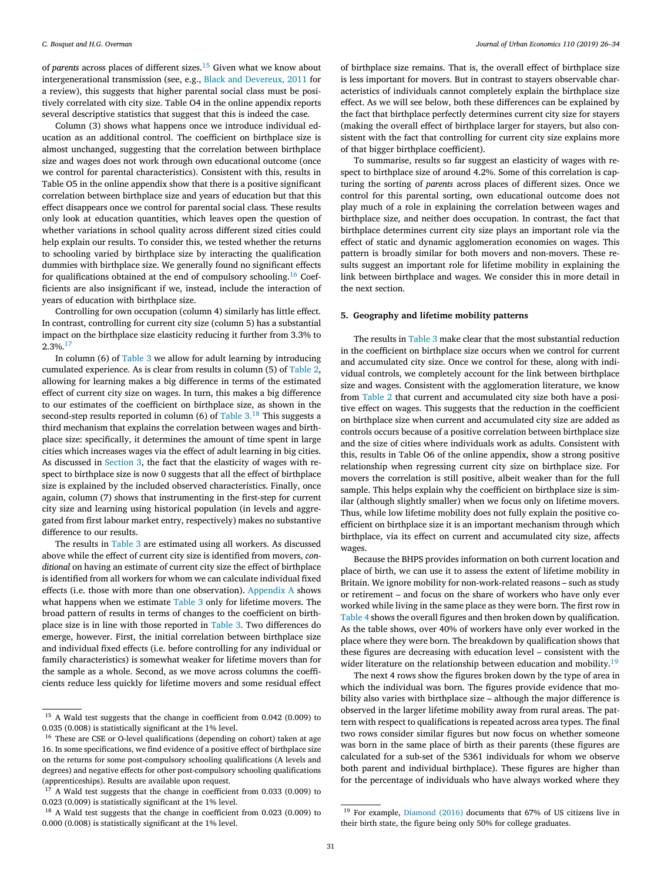of *parents* across places of different sizes.[15] Given what we know about intergenerational transmission (see, e.g., Black and Devereux, 2011 for a review), this suggests that higher parental social class must be positively correlated with city size. Table O4 in the online appendix reports several descriptive statistics that suggest that this is indeed the case.

Column (3) shows what happens once we introduce individual education as an additional control. The coefficient on birthplace size is almost unchanged, suggesting that the correlation between birthplace size and wages does not work through own educational outcome (once we control for parental characteristics). Consistent with this, results in Table O5 in the online appendix show that there is a positive significant correlation between birthplace size and years of education but that this effect disappears once we control for parental social class. These results only look at education quantities, which leaves open the question of whether variations in school quality across different sized cities could help explain our results. To consider this, we tested whether the returns to schooling varied by birthplace size by interacting the qualification dummies with birthplace size. We generally found no significant effects for qualifications obtained at the end of compulsory schooling.[16] Coefficients are also insignificant if we, instead, include the interaction of years of education with birthplace size.

Controlling for own occupation (column 4) similarly has little effect. In contrast, controlling for current city size (column 5) has a substantial impact on the birthplace size elasticity reducing it further from 3.3% to 2.3%.[17]

In column (6) of Table 3 we allow for adult learning by introducing cumulated experience. As is clear from results in column (5) of Table 2, allowing for learning makes a big difference in terms of the estimated effect of current city size on wages. In turn, this makes a big difference to our estimates of the coefficient on birthplace size, as shown in the second-step results reported in column (6) of Table 3.[18] This suggests a third mechanism that explains the correlation between wages and birthplace size: specifically, it determines the amount of time spent in large cities which increases wages via the effect of adult learning in big cities. As discussed in Section 3, the fact that the elasticity of wages with respect to birthplace size is now 0 suggests that all the effect of birthplace size is explained by the included observed characteristics. Finally, once again, column (7) shows that instrumenting in the first-step for current city size and learning using historical population (in levels and aggregated from first labour market entry, respectively) makes no substantive difference to our results.

The results in Table 3 are estimated using all workers. As discussed above while the effect of current city size is identified from movers, *conditional* on having an estimate of current city size the effect of birthplace is identified from all workers for whom we can calculate individual fixed effects (i.e. those with more than one observation). Appendix A shows what happens when we estimate Table 3 only for lifetime movers. The broad pattern of results in terms of changes to the coefficient on birthplace size is in line with those reported in Table 3. Two differences do emerge, however. First, the initial correlation between birthplace size and individual fixed effects (i.e. before controlling for any individual or family characteristics) is somewhat weaker for lifetime movers than for the sample as a whole. Second, as we move across columns the coefficients reduce less quickly for lifetime movers and some residual effect of birthplace size remains. That is, the overall effect of birthplace size is less important for movers. But in contrast to stayers observable characteristics of individuals cannot completely explain the birthplace size effect. As we will see below, both these differences can be explained by the fact that birthplace perfectly determines current city size for stayers (making the overall effect of birthplace larger for stayers, but also consistent with the fact that controlling for current city size explains more of that bigger birthplace coefficient).

To summarise, results so far suggest an elasticity of wages with respect to birthplace size of around 4.2%. Some of this correlation is capturing the sorting of *parents* across places of different sizes. Once we control for this parental sorting, own educational outcome does not play much of a role in explaining the correlation between wages and birthplace size, and neither does occupation. In contrast, the fact that birthplace determines current city size plays an important role via the effect of static and dynamic agglomeration economies on wages. This pattern is broadly similar for both movers and non-movers. These results suggest an important role for lifetime mobility in explaining the link between birthplace and wages. We consider this in more detail in the next section.

## 5. Geography and lifetime mobility patterns

The results in Table 3 make clear that the most substantial reduction in the coefficient on birthplace size occurs when we control for current and accumulated city size. Once we control for these, along with individual controls, we completely account for the link between birthplace size and wages. Consistent with the agglomeration literature, we know from Table 2 that current and accumulated city size both have a positive effect on wages. This suggests that the reduction in the coefficient on birthplace size when current and accumulated city size are added as controls occurs because of a positive correlation between birthplace size and the size of cities where individuals work as adults. Consistent with this, results in Table O6 of the online appendix, show a strong positive relationship when regressing current city size on birthplace size. For movers the correlation is still positive, albeit weaker than for the full sample. This helps explain why the coefficient on birthplace size is similar (although slightly smaller) when we focus only on lifetime movers. Thus, while low lifetime mobility does not fully explain the positive coefficient on birthplace size it is an important mechanism through which birthplace, via its effect on current and accumulated city size, affects wages.

Because the BHPS provides information on both current location and place of birth, we can use it to assess the extent of lifetime mobility in Britain. We ignore mobility for non-work-related reasons – such as study or retirement – and focus on the share of workers who have only ever worked while living in the same place as they were born. The first row in Table 4 shows the overall figures and then broken down by qualification. As the table shows, over 40% of workers have only ever worked in the place where they were born. The breakdown by qualification shows that these figures are decreasing with education level – consistent with the wider literature on the relationship between education and mobility.[19]

The next 4 rows show the figures broken down by the type of area in which the individual was born. The figures provide evidence that mobility also varies with birthplace size – although the major difference is observed in the larger lifetime mobility away from rural areas. The pattern with respect to qualifications is repeated across area types. The final two rows consider similar figures but now focus on whether someone was born in the same place of birth as their parents (these figures are calculated for a sub-set of the 5361 individuals for whom we observe both parent and individual birthplace). These figures are higher than for the percentage of individuals who have always worked where they

---

[15] A Wald test suggests that the change in coefficient from 0.042 (0.009) to 0.035 (0.008) is statistically significant at the 1% level.

[16] These are CSE or O-level qualifications (depending on cohort) taken at age 16. In some specifications, we find evidence of a positive effect of birthplace size on the returns for some post-compulsory schooling qualifications (A levels and degrees) and negative effects for other post-compulsory schooling qualifications (apprenticeships). Results are available upon request.

[17] A Wald test suggests that the change in coefficient from 0.033 (0.009) to 0.023 (0.009) is statistically significant at the 1% level.

[18] A Wald test suggests that the change in coefficient from 0.023 (0.009) to 0.000 (0.008) is statistically significant at the 1% level.

[19] For example, Diamond (2016) documents that 67% of US citizens live in their birth state, the figure being only 50% for college graduates.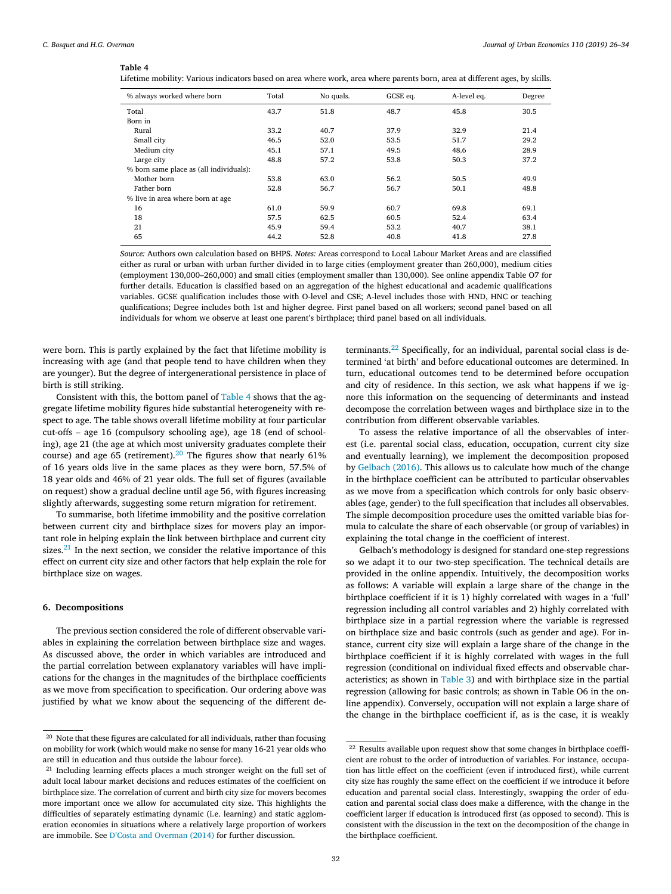**Table 4**

Lifetime mobility: Various indicators based on area where work, area where parents born, area at different ages, by skills.

| % always worked where born | Total | No quals. | GCSE eq. | A-level eq. | Degree |
|---|---|---|---|---|---|
| Total | 43.7 | 51.8 | 48.7 | 45.8 | 30.5 |
| Born in | | | | | |
| Rural | 33.2 | 40.7 | 37.9 | 32.9 | 21.4 |
| Small city | 46.5 | 52.0 | 53.5 | 51.7 | 29.2 |
| Medium city | 45.1 | 57.1 | 49.5 | 48.6 | 28.9 |
| Large city | 48.8 | 57.2 | 53.8 | 50.3 | 37.2 |
| % born same place as (all individuals): | | | | | |
| Mother born | 53.8 | 63.0 | 56.2 | 50.5 | 49.9 |
| Father born | 52.8 | 56.7 | 56.7 | 50.1 | 48.8 |
| % live in area where born at age | | | | | |
| 16 | 61.0 | 59.9 | 60.7 | 69.8 | 69.1 |
| 18 | 57.5 | 62.5 | 60.5 | 52.4 | 63.4 |
| 21 | 45.9 | 59.4 | 53.2 | 40.7 | 38.1 |
| 65 | 44.2 | 52.8 | 40.8 | 41.8 | 27.8 |

*Source:* Authors own calculation based on BHPS. *Notes:* Areas correspond to Local Labour Market Areas and are classified either as rural or urban with urban further divided in to large cities (employment greater than 260,000), medium cities (employment 130,000–260,000) and small cities (employment smaller than 130,000). See online appendix Table O7 for further details. Education is classified based on an aggregation of the highest educational and academic qualifications variables. GCSE qualification includes those with O-level and CSE; A-level includes those with HND, HNC or teaching qualifications; Degree includes both 1st and higher degree. First panel based on all workers; second panel based on all individuals for whom we observe at least one parent's birthplace; third panel based on all individuals.

were born. This is partly explained by the fact that lifetime mobility is increasing with age (and that people tend to have children when they are younger). But the degree of intergenerational persistence in place of birth is still striking.

Consistent with this, the bottom panel of Table 4 shows that the aggregate lifetime mobility figures hide substantial heterogeneity with respect to age. The table shows overall lifetime mobility at four particular cut-offs – age 16 (compulsory schooling age), age 18 (end of schooling), age 21 (the age at which most university graduates complete their course) and age 65 (retirement).[20] The figures show that nearly 61% of 16 years olds live in the same places as they were born, 57.5% of 18 year olds and 46% of 21 year olds. The full set of figures (available on request) show a gradual decline until age 56, with figures increasing slightly afterwards, suggesting some return migration for retirement.

To summarise, both lifetime immobility and the positive correlation between current city and birthplace sizes for movers play an important role in helping explain the link between birthplace and current city sizes.[21] In the next section, we consider the relative importance of this effect on current city size and other factors that help explain the role for birthplace size on wages.

## 6. Decompositions

The previous section considered the role of different observable variables in explaining the correlation between birthplace size and wages. As discussed above, the order in which variables are introduced and the partial correlation between explanatory variables will have implications for the changes in the magnitudes of the birthplace coefficients as we move from specification to specification. Our ordering above was justified by what we know about the sequencing of the different determinants.[22] Specifically, for an individual, parental social class is determined 'at birth' and before educational outcomes are determined. In turn, educational outcomes tend to be determined before occupation and city of residence. In this section, we ask what happens if we ignore this information on the sequencing of determinants and instead decompose the correlation between wages and birthplace size in to the contribution from different observable variables.

To assess the relative importance of all the observables of interest (i.e. parental social class, education, occupation, current city size and eventually learning), we implement the decomposition proposed by Gelbach (2016). This allows us to calculate how much of the change in the birthplace coefficient can be attributed to particular observables as we move from a specification which controls for only basic observables (age, gender) to the full specification that includes all observables. The simple decomposition procedure uses the omitted variable bias formula to calculate the share of each observable (or group of variables) in explaining the total change in the coefficient of interest.

Gelbach's methodology is designed for standard one-step regressions so we adapt it to our two-step specification. The technical details are provided in the online appendix. Intuitively, the decomposition works as follows: A variable will explain a large share of the change in the birthplace coefficient if it is 1) highly correlated with wages in a 'full' regression including all control variables and 2) highly correlated with birthplace size in a partial regression where the variable is regressed on birthplace size and basic controls (such as gender and age). For instance, current city size will explain a large share of the change in the birthplace coefficient if it is highly correlated with wages in the full regression (conditional on individual fixed effects and observable characteristics; as shown in Table 3) and with birthplace size in the partial regression (allowing for basic controls; as shown in Table O6 in the online appendix). Conversely, occupation will not explain a large share of the change in the birthplace coefficient if, as is the case, it is weakly

[20] Note that these figures are calculated for all individuals, rather than focusing on mobility for work (which would make no sense for many 16-21 year olds who are still in education and thus outside the labour force).

[21] Including learning effects places a much stronger weight on the full set of adult local labour market decisions and reduces estimates of the coefficient on birthplace size. The correlation of current and birth city size for movers becomes more important once we allow for accumulated city size. This highlights the difficulties of separately estimating dynamic (i.e. learning) and static agglomeration economies in situations where a relatively large proportion of workers are immobile. See D'Costa and Overman (2014) for further discussion.

[22] Results available upon request show that some changes in birthplace coefficient are robust to the order of introduction of variables. For instance, occupation has little effect on the coefficient (even if introduced first), while current city size has roughly the same effect on the coefficient if we introduce it before education and parental social class. Interestingly, swapping the order of education and parental social class does make a difference, with the change in the coefficient larger if education is introduced first (as opposed to second). This is consistent with the discussion in the text on the decomposition of the change in the birthplace coefficient.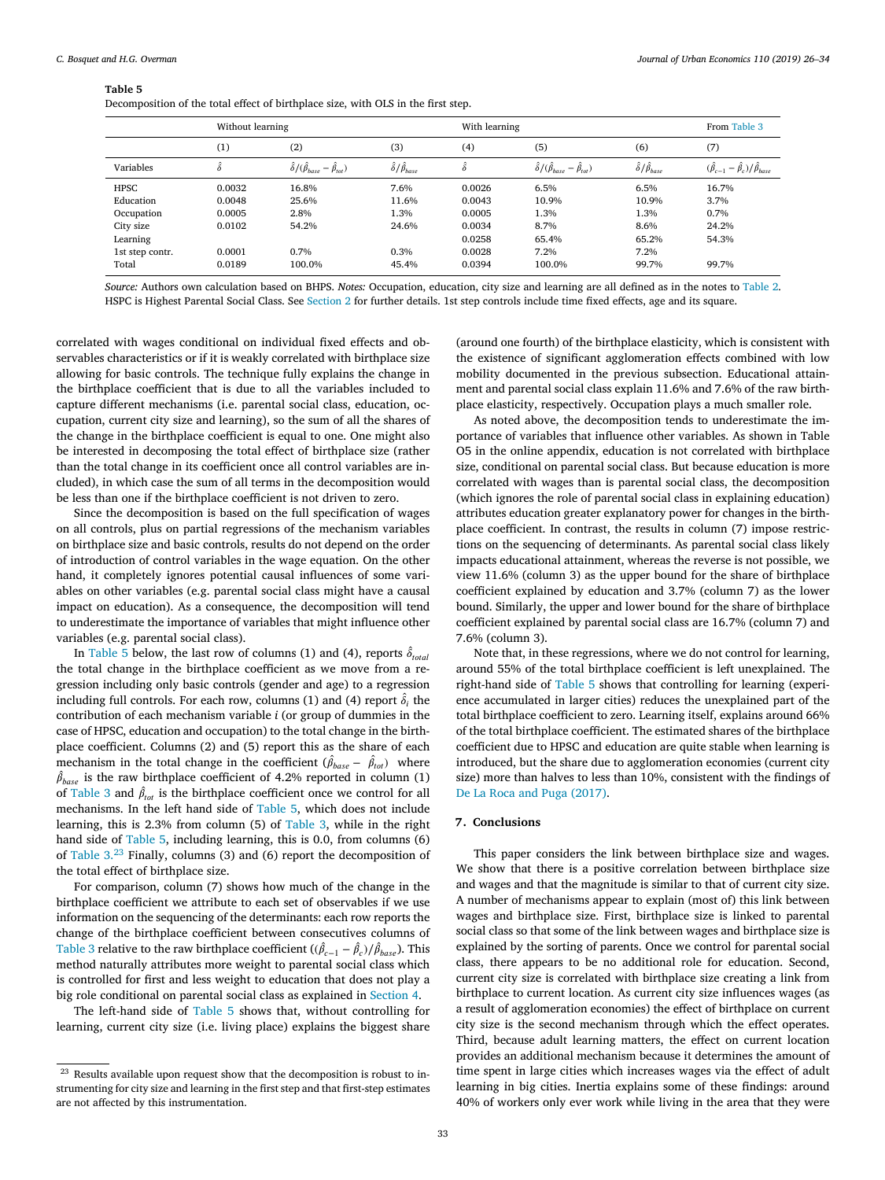**Table 5**
Decomposition of the total effect of birthplace size, with OLS in the first step.

| | Without learning | | | With learning | | | From Table 3 |
|---|---|---|---|---|---|---|---|
| | (1) | (2) | (3) | (4) | (5) | (6) | (7) |
| Variables | $\hat{\delta}$ | $\hat{\delta}/(\hat{\beta}_{base} - \hat{\beta}_{tot})$ | $\hat{\delta}/\hat{\beta}_{base}$ | $\hat{\delta}$ | $\hat{\delta}/(\hat{\beta}_{base} - \hat{\beta}_{tot})$ | $\hat{\delta}/\hat{\beta}_{base}$ | $(\hat{\beta}_{c-1} - \hat{\beta}_{c})/\hat{\beta}_{base}$ |
| HPSC | 0.0032 | 16.8% | 7.6% | 0.0026 | 6.5% | 6.5% | 16.7% |
| Education | 0.0048 | 25.6% | 11.6% | 0.0043 | 10.9% | 10.9% | 3.7% |
| Occupation | 0.0005 | 2.8% | 1.3% | 0.0005 | 1.3% | 1.3% | 0.7% |
| City size | 0.0102 | 54.2% | 24.6% | 0.0034 | 8.7% | 8.6% | 24.2% |
| Learning | | | | 0.0258 | 65.4% | 65.2% | 54.3% |
| 1st step contr. | 0.0001 | 0.7% | 0.3% | 0.0028 | 7.2% | 7.2% | |
| Total | 0.0189 | 100.0% | 45.4% | 0.0394 | 100.0% | 99.7% | 99.7% |

*Source:* Authors own calculation based on BHPS. *Notes:* Occupation, education, city size and learning are all defined as in the notes to Table 2. HSPC is Highest Parental Social Class. See Section 2 for further details. 1st step controls include time fixed effects, age and its square.

correlated with wages conditional on individual fixed effects and observables characteristics or if it is weakly correlated with birthplace size allowing for basic controls. The technique fully explains the change in the birthplace coefficient that is due to all the variables included to capture different mechanisms (i.e. parental social class, education, occupation, current city size and learning), so the sum of all the shares of the change in the birthplace coefficient is equal to one. One might also be interested in decomposing the total effect of birthplace size (rather than the total change in its coefficient once all control variables are included), in which case the sum of all terms in the decomposition would be less than one if the birthplace coefficient is not driven to zero.

Since the decomposition is based on the full specification of wages on all controls, plus on partial regressions of the mechanism variables on birthplace size and basic controls, results do not depend on the order of introduction of control variables in the wage equation. On the other hand, it completely ignores potential causal influences of some variables on other variables (e.g. parental social class might have a causal impact on education). As a consequence, the decomposition will tend to underestimate the importance of variables that might influence other variables (e.g. parental social class).

In Table 5 below, the last row of columns (1) and (4), reports $\hat{\delta}_{total}$ the total change in the birthplace coefficient as we move from a regression including only basic controls (gender and age) to a regression including full controls. For each row, columns (1) and (4) report $\hat{\delta}_i$ the contribution of each mechanism variable $i$ (or group of dummies in the case of HPSC, education and occupation) to the total change in the birthplace coefficient. Columns (2) and (5) report this as the share of each mechanism in the total change in the coefficient ($\hat{\beta}_{base} - \hat{\beta}_{tot}$) where $\hat{\beta}_{base}$ is the raw birthplace coefficient of 4.2% reported in column (1) of Table 3 and $\hat{\beta}_{tot}$ is the birthplace coefficient once we control for all mechanisms. In the left hand side of Table 5, which does not include learning, this is 2.3% from column (5) of Table 3, while in the right hand side of Table 5, including learning, this is 0.0, from columns (6) of Table 3.[23] Finally, columns (3) and (6) report the decomposition of the total effect of birthplace size.

For comparison, column (7) shows how much of the change in the birthplace coefficient we attribute to each set of observables if we use information on the sequencing of the determinants: each row reports the change of the birthplace coefficient between consecutives columns of Table 3 relative to the raw birthplace coefficient ($(\hat{\beta}_{c-1} - \hat{\beta}_{c})/\hat{\beta}_{base}$). This method naturally attributes more weight to parental social class which is controlled for first and less weight to education that does not play a big role conditional on parental social class as explained in Section 4.

The left-hand side of Table 5 shows that, without controlling for learning, current city size (i.e. living place) explains the biggest share (around one fourth) of the birthplace elasticity, which is consistent with the existence of significant agglomeration effects combined with low mobility documented in the previous subsection. Educational attainment and parental social class explain 11.6% and 7.6% of the raw birthplace elasticity, respectively. Occupation plays a much smaller role.

As noted above, the decomposition tends to underestimate the importance of variables that influence other variables. As shown in Table O5 in the online appendix, education is not correlated with birthplace size, conditional on parental social class. But because education is more correlated with wages than is parental social class, the decomposition (which ignores the role of parental social class in explaining education) attributes education greater explanatory power for changes in the birthplace coefficient. In contrast, the results in column (7) impose restrictions on the sequencing of determinants. As parental social class likely impacts educational attainment, whereas the reverse is not possible, we view 11.6% (column 3) as the upper bound for the share of birthplace coefficient explained by education and 3.7% (column 7) as the lower bound. Similarly, the upper and lower bound for the share of birthplace coefficient explained by parental social class are 16.7% (column 7) and 7.6% (column 3).

Note that, in these regressions, where we do not control for learning, around 55% of the total birthplace coefficient is left unexplained. The right-hand side of Table 5 shows that controlling for learning (experience accumulated in larger cities) reduces the unexplained part of the total birthplace coefficient to zero. Learning itself, explains around 66% of the total birthplace coefficient. The estimated shares of the birthplace coefficient due to HPSC and education are quite stable when learning is introduced, but the share due to agglomeration economies (current city size) more than halves to less than 10%, consistent with the findings of De La Roca and Puga (2017).

## 7. Conclusions

This paper considers the link between birthplace size and wages. We show that there is a positive correlation between birthplace size and wages and that the magnitude is similar to that of current city size. A number of mechanisms appear to explain (most of) this link between wages and birthplace size. First, birthplace size is linked to parental social class so that some of the link between wages and birthplace size is explained by the sorting of parents. Once we control for parental social class, there appears to be no additional role for education. Second, current city size is correlated with birthplace size creating a link from birthplace to current location. As current city size influences wages (as a result of agglomeration economies) the effect of birthplace on current city size is the second mechanism through which the effect operates. Third, because adult learning matters, the effect on current location provides an additional mechanism because it determines the amount of time spent in large cities which increases wages via the effect of adult learning in big cities. Inertia explains some of these findings: around 40% of workers only ever work while living in the area that they were

[23] Results available upon request show that the decomposition is robust to instrumenting for city size and learning in the first step and that first-step estimates are not affected by this instrumentation.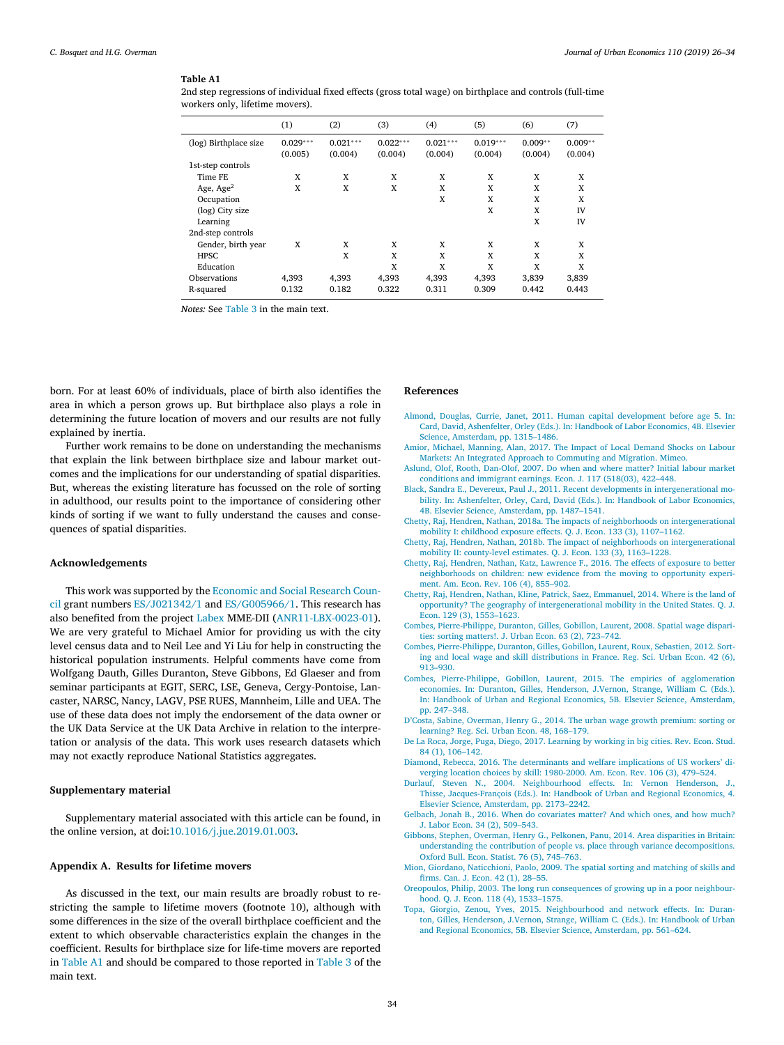**Table A1**

2nd step regressions of individual fixed effects (gross total wage) on birthplace and controls (full-time workers only, lifetime movers).

| | (1) | (2) | (3) | (4) | (5) | (6) | (7) |
|---|---|---|---|---|---|---|---|
| (log) Birthplace size | 0.029*** | 0.021*** | 0.022*** | 0.021*** | 0.019*** | 0.009** | 0.009** |
| | (0.005) | (0.004) | (0.004) | (0.004) | (0.004) | (0.004) | (0.004) |
| 1st-step controls | | | | | | | |
| Time FE | X | X | X | X | X | X | X |
| Age, Age$^2$ | X | X | X | X | X | X | X |
| Occupation | | | | X | X | X | X |
| (log) City size | | | | | X | X | IV |
| Learning | | | | | | X | IV |
| 2nd-step controls | | | | | | | |
| Gender, birth year | X | X | X | X | X | X | X |
| HPSC | | X | X | X | X | X | X |
| Education | | | X | X | X | X | X |
| Observations | 4,393 | 4,393 | 4,393 | 4,393 | 4,393 | 3,839 | 3,839 |
| R-squared | 0.132 | 0.182 | 0.322 | 0.311 | 0.309 | 0.442 | 0.443 |

*Notes:* See Table 3 in the main text.

born. For at least 60% of individuals, place of birth also identifies the area in which a person grows up. But birthplace also plays a role in determining the future location of movers and our results are not fully explained by inertia.

Further work remains to be done on understanding the mechanisms that explain the link between birthplace size and labour market outcomes and the implications for our understanding of spatial disparities. But, whereas the existing literature has focussed on the role of sorting in adulthood, our results point to the importance of considering other kinds of sorting if we want to fully understand the causes and consequences of spatial disparities.

## Acknowledgements

This work was supported by the Economic and Social Research Council grant numbers ES/J021342/1 and ES/G005966/1. This research has also benefited from the project Labex MME-DII (ANR11-LBX-0023-01). We are very grateful to Michael Amior for providing us with the city level census data and to Neil Lee and Yi Liu for help in constructing the historical population instruments. Helpful comments have come from Wolfgang Dauth, Gilles Duranton, Steve Gibbons, Ed Glaeser and from seminar participants at EGIT, SERC, LSE, Geneva, Cergy-Pontoise, Lancaster, NARSC, Nancy, LAGV, PSE RUES, Mannheim, Lille and UEA. The use of these data does not imply the endorsement of the data owner or the UK Data Service at the UK Data Archive in relation to the interpretation or analysis of the data. This work uses research datasets which may not exactly reproduce National Statistics aggregates.

## Supplementary material

Supplementary material associated with this article can be found, in the online version, at doi:10.1016/j.jue.2019.01.003.

## Appendix A. Results for lifetime movers

As discussed in the text, our main results are broadly robust to restricting the sample to lifetime movers (footnote 10), although with some differences in the size of the overall birthplace coefficient and the extent to which observable characteristics explain the changes in the coefficient. Results for birthplace size for life-time movers are reported in Table A1 and should be compared to those reported in Table 3 of the main text.

## References

Almond, Douglas, Currie, Janet, 2011. Human capital development before age 5. In: Card, David, Ashenfelter, Orley (Eds.). In: Handbook of Labor Economics, 4B. Elsevier Science, Amsterdam, pp. 1315–1486.

Amior, Michael, Manning, Alan, 2017. The Impact of Local Demand Shocks on Labour Markets: An Integrated Approach to Commuting and Migration. Mimeo.

Aslund, Olof, Rooth, Dan-Olof, 2007. Do when and where matter? Initial labour market conditions and immigrant earnings. Econ. J. 117 (518(03), 422–448.

Black, Sandra E., Devereux, Paul J., 2011. Recent developments in intergenerational mobility. In: Ashenfelter, Orley, Card, David (Eds.). In: Handbook of Labor Economics, 4B. Elsevier Science, Amsterdam, pp. 1487–1541.

Chetty, Raj, Hendren, Nathan, 2018a. The impacts of neighborhoods on intergenerational mobility I: childhood exposure effects. Q. J. Econ. 133 (3), 1107–1162.

Chetty, Raj, Hendren, Nathan, 2018b. The impact of neighborhoods on intergenerational mobility II: county-level estimates. Q. J. Econ. 133 (3), 1163–1228.

Chetty, Raj, Hendren, Nathan, Katz, Lawrence F., 2016. The effects of exposure to better neighborhoods on children: new evidence from the moving to opportunity experiment. Am. Econ. Rev. 106 (4), 855–902.

Chetty, Raj, Hendren, Nathan, Kline, Patrick, Saez, Emmanuel, 2014. Where is the land of opportunity? The geography of intergenerational mobility in the United States. Q. J. Econ. 129 (3), 1553–1623.

Combes, Pierre-Philippe, Duranton, Gilles, Gobillon, Laurent, 2008. Spatial wage disparities: sorting matters!. J. Urban Econ. 63 (2), 723–742.

Combes, Pierre-Philippe, Duranton, Gilles, Gobillon, Laurent, Roux, Sebastien, 2012. Sorting and local wage and skill distributions in France. Reg. Sci. Urban Econ. 42 (6), 913–930.

Combes, Pierre-Philippe, Gobillon, Laurent, 2015. The empirics of agglomeration economies. In: Duranton, Gilles, Henderson, J.Vernon, Strange, William C. (Eds.). In: Handbook of Urban and Regional Economics, 5B. Elsevier Science, Amsterdam, pp. 247–348.

D'Costa, Sabine, Overman, Henry G., 2014. The urban wage growth premium: sorting or learning? Reg. Sci. Urban Econ. 48, 168–179.

De La Roca, Jorge, Puga, Diego, 2017. Learning by working in big cities. Rev. Econ. Stud. 84 (1), 106–142.

Diamond, Rebecca, 2016. The determinants and welfare implications of US workers' diverging location choices by skill: 1980-2000. Am. Econ. Rev. 106 (3), 479–524.

Durlauf, Steven N., 2004. Neighbourhood effects. In: Vernon Henderson, J., Thisse, Jacques-François (Eds.). In: Handbook of Urban and Regional Economics, 4. Elsevier Science, Amsterdam, pp. 2173–2242.

Gelbach, Jonah B., 2016. When do covariates matter? And which ones, and how much? J. Labor Econ. 34 (2), 509–543.

Gibbons, Stephen, Overman, Henry G., Pelkonen, Panu, 2014. Area disparities in Britain: understanding the contribution of people vs. place through variance decompositions. Oxford Bull. Econ. Statist. 76 (5), 745–763.

Mion, Giordano, Naticchioni, Paolo, 2009. The spatial sorting and matching of skills and firms. Can. J. Econ. 42 (1), 28–55.

Oreopoulos, Philip, 2003. The long run consequences of growing up in a poor neighbourhood. Q. J. Econ. 118 (4), 1533–1575.

Topa, Giorgio, Zenou, Yves, 2015. Neighbourhood and network effects. In: Duranton, Gilles, Henderson, J.Vernon, Strange, William C. (Eds.). In: Handbook of Urban and Regional Economics, 5B. Elsevier Science, Amsterdam, pp. 561–624.